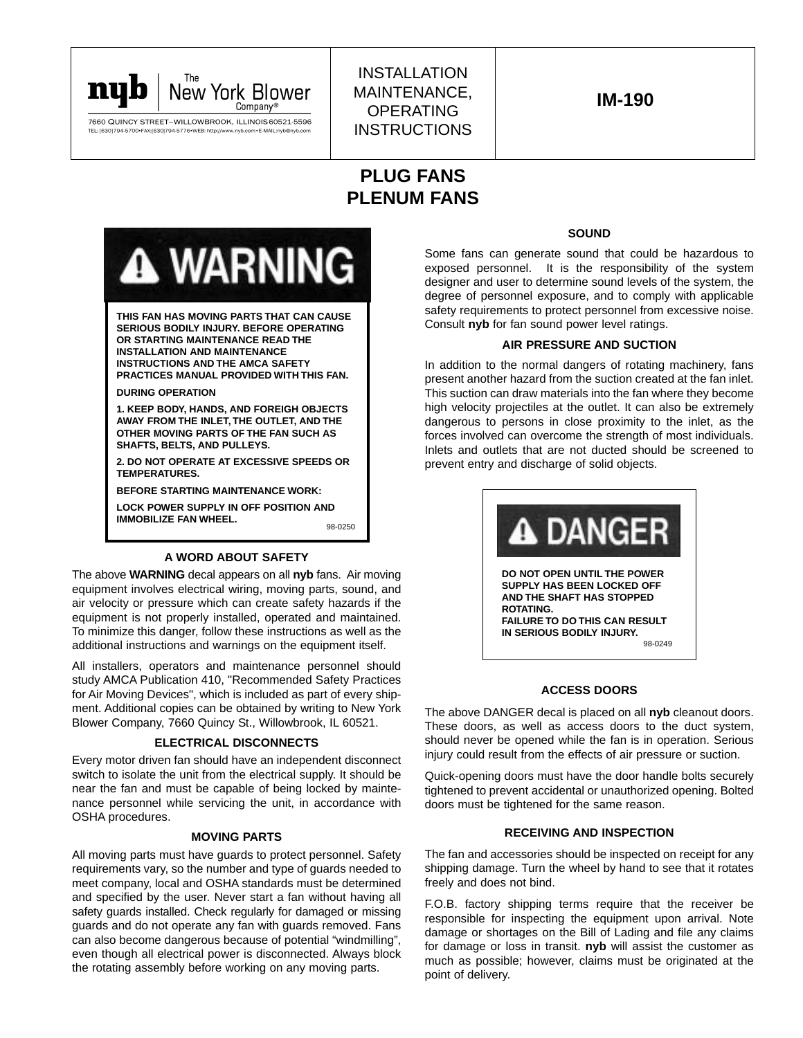**nyb** | The New York Blower Company®

7660 QUINCY STREET–WILLOWBROOK, ILLINOIS 60521-5596

TEL: (630)794-5700•FAX:(630)794-5776•WEB: http://www.nyb.com•E-MAIL:nyb@nyb.com

INSTALLATION MAINTENANCE, OPERATING INSTRUCTIONS

**IM-190**

# PLUG FANS
# PLENUM FANS

**⚠ WARNING**

**THIS FAN HAS MOVING PARTS THAT CAN CAUSE SERIOUS BODILY INJURY. BEFORE OPERATING OR STARTING MAINTENANCE READ THE INSTALLATION AND MAINTENANCE INSTRUCTIONS AND THE AMCA SAFETY PRACTICES MANUAL PROVIDED WITH THIS FAN.**

**DURING OPERATION**

**1. KEEP BODY, HANDS, AND FOREIGH OBJECTS AWAY FROM THE INLET, THE OUTLET, AND THE OTHER MOVING PARTS OF THE FAN SUCH AS SHAFTS, BELTS, AND PULLEYS.**

**2. DO NOT OPERATE AT EXCESSIVE SPEEDS OR TEMPERATURES.**

**BEFORE STARTING MAINTENANCE WORK:**

**LOCK POWER SUPPLY IN OFF POSITION AND IMMOBILIZE FAN WHEEL.**

98-0250

### A WORD ABOUT SAFETY

The above **WARNING** decal appears on all **nyb** fans. Air moving equipment involves electrical wiring, moving parts, sound, and air velocity or pressure which can create safety hazards if the equipment is not properly installed, operated and maintained. To minimize this danger, follow these instructions as well as the additional instructions and warnings on the equipment itself.

All installers, operators and maintenance personnel should study AMCA Publication 410, "Recommended Safety Practices for Air Moving Devices", which is included as part of every shipment. Additional copies can be obtained by writing to New York Blower Company, 7660 Quincy St., Willowbrook, IL 60521.

### ELECTRICAL DISCONNECTS

Every motor driven fan should have an independent disconnect switch to isolate the unit from the electrical supply. It should be near the fan and must be capable of being locked by maintenance personnel while servicing the unit, in accordance with OSHA procedures.

### MOVING PARTS

All moving parts must have guards to protect personnel. Safety requirements vary, so the number and type of guards needed to meet company, local and OSHA standards must be determined and specified by the user. Never start a fan without having all safety guards installed. Check regularly for damaged or missing guards and do not operate any fan with guards removed. Fans can also become dangerous because of potential "windmilling", even though all electrical power is disconnected. Always block the rotating assembly before working on any moving parts.

### SOUND

Some fans can generate sound that could be hazardous to exposed personnel. It is the responsibility of the system designer and user to determine sound levels of the system, the degree of personnel exposure, and to comply with applicable safety requirements to protect personnel from excessive noise. Consult **nyb** for fan sound power level ratings.

### AIR PRESSURE AND SUCTION

In addition to the normal dangers of rotating machinery, fans present another hazard from the suction created at the fan inlet. This suction can draw materials into the fan where they become high velocity projectiles at the outlet. It can also be extremely dangerous to persons in close proximity to the inlet, as the forces involved can overcome the strength of most individuals. Inlets and outlets that are not ducted should be screened to prevent entry and discharge of solid objects.

**⚠ DANGER**

**DO NOT OPEN UNTIL THE POWER SUPPLY HAS BEEN LOCKED OFF AND THE SHAFT HAS STOPPED ROTATING.**
**FAILURE TO DO THIS CAN RESULT IN SERIOUS BODILY INJURY.**

98-0249

### ACCESS DOORS

The above DANGER decal is placed on all **nyb** cleanout doors. These doors, as well as access doors to the duct system, should never be opened while the fan is in operation. Serious injury could result from the effects of air pressure or suction.

Quick-opening doors must have the door handle bolts securely tightened to prevent accidental or unauthorized opening. Bolted doors must be tightened for the same reason.

### RECEIVING AND INSPECTION

The fan and accessories should be inspected on receipt for any shipping damage. Turn the wheel by hand to see that it rotates freely and does not bind.

F.O.B. factory shipping terms require that the receiver be responsible for inspecting the equipment upon arrival. Note damage or shortages on the Bill of Lading and file any claims for damage or loss in transit. **nyb** will assist the customer as much as possible; however, claims must be originated at the point of delivery.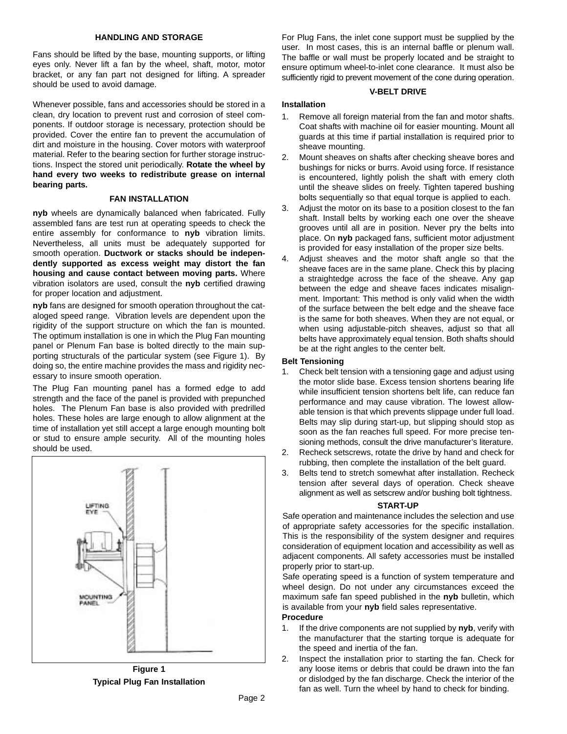## HANDLING AND STORAGE

Fans should be lifted by the base, mounting supports, or lifting eyes only. Never lift a fan by the wheel, shaft, motor, motor bracket, or any fan part not designed for lifting. A spreader should be used to avoid damage.

Whenever possible, fans and accessories should be stored in a clean, dry location to prevent rust and corrosion of steel components. If outdoor storage is necessary, protection should be provided. Cover the entire fan to prevent the accumulation of dirt and moisture in the housing. Cover motors with waterproof material. Refer to the bearing section for further storage instructions. Inspect the stored unit periodically. **Rotate the wheel by hand every two weeks to redistribute grease on internal bearing parts.**

## FAN INSTALLATION

**nyb** wheels are dynamically balanced when fabricated. Fully assembled fans are test run at operating speeds to check the entire assembly for conformance to **nyb** vibration limits. Nevertheless, all units must be adequately supported for smooth operation. **Ductwork or stacks should be independently supported as excess weight may distort the fan housing and cause contact between moving parts.** Where vibration isolators are used, consult the **nyb** certified drawing for proper location and adjustment.

**nyb** fans are designed for smooth operation throughout the cataloged speed range. Vibration levels are dependent upon the rigidity of the support structure on which the fan is mounted. The optimum installation is one in which the Plug Fan mounting panel or Plenum Fan base is bolted directly to the main supporting structurals of the particular system (see Figure 1). By doing so, the entire machine provides the mass and rigidity necessary to insure smooth operation.

The Plug Fan mounting panel has a formed edge to add strength and the face of the panel is provided with prepunched holes. The Plenum Fan base is also provided with predrilled holes. These holes are large enough to allow alignment at the time of installation yet still accept a large enough mounting bolt or stud to ensure ample security. All of the mounting holes should be used.

LIFTING EYE

MOUNTING PANEL

**Figure 1**
**Typical Plug Fan Installation**

For Plug Fans, the inlet cone support must be supplied by the user. In most cases, this is an internal baffle or plenum wall. The baffle or wall must be properly located and be straight to ensure optimum wheel-to-inlet cone clearance. It must also be sufficiently rigid to prevent movement of the cone during operation.

## V-BELT DRIVE

### Installation

1. Remove all foreign material from the fan and motor shafts. Coat shafts with machine oil for easier mounting. Mount all guards at this time if partial installation is required prior to sheave mounting.
2. Mount sheaves on shafts after checking sheave bores and bushings for nicks or burrs. Avoid using force. If resistance is encountered, lightly polish the shaft with emery cloth until the sheave slides on freely. Tighten tapered bushing bolts sequentially so that equal torque is applied to each.
3. Adjust the motor on its base to a position closest to the fan shaft. Install belts by working each one over the sheave grooves until all are in position. Never pry the belts into place. On **nyb** packaged fans, sufficient motor adjustment is provided for easy installation of the proper size belts.
4. Adjust sheaves and the motor shaft angle so that the sheave faces are in the same plane. Check this by placing a straightedge across the face of the sheave. Any gap between the edge and sheave faces indicates misalignment. Important: This method is only valid when the width of the surface between the belt edge and the sheave face is the same for both sheaves. When they are not equal, or when using adjustable-pitch sheaves, adjust so that all belts have approximately equal tension. Both shafts should be at the right angles to the center belt.

### Belt Tensioning

1. Check belt tension with a tensioning gage and adjust using the motor slide base. Excess tension shortens bearing life while insufficient tension shortens belt life, can reduce fan performance and may cause vibration. The lowest allowable tension is that which prevents slippage under full load. Belts may slip during start-up, but slipping should stop as soon as the fan reaches full speed. For more precise tensioning methods, consult the drive manufacturer's literature.
2. Recheck setscrews, rotate the drive by hand and check for rubbing, then complete the installation of the belt guard.
3. Belts tend to stretch somewhat after installation. Recheck tension after several days of operation. Check sheave alignment as well as setscrew and/or bushing bolt tightness.

## START-UP

Safe operation and maintenance includes the selection and use of appropriate safety accessories for the specific installation. This is the responsibility of the system designer and requires consideration of equipment location and accessibility as well as adjacent components. All safety accessories must be installed properly prior to start-up.

Safe operating speed is a function of system temperature and wheel design. Do not under any circumstances exceed the maximum safe fan speed published in the **nyb** bulletin, which is available from your **nyb** field sales representative.

### Procedure

1. If the drive components are not supplied by **nyb**, verify with the manufacturer that the starting torque is adequate for the speed and inertia of the fan.
2. Inspect the installation prior to starting the fan. Check for any loose items or debris that could be drawn into the fan or dislodged by the fan discharge. Check the interior of the fan as well. Turn the wheel by hand to check for binding.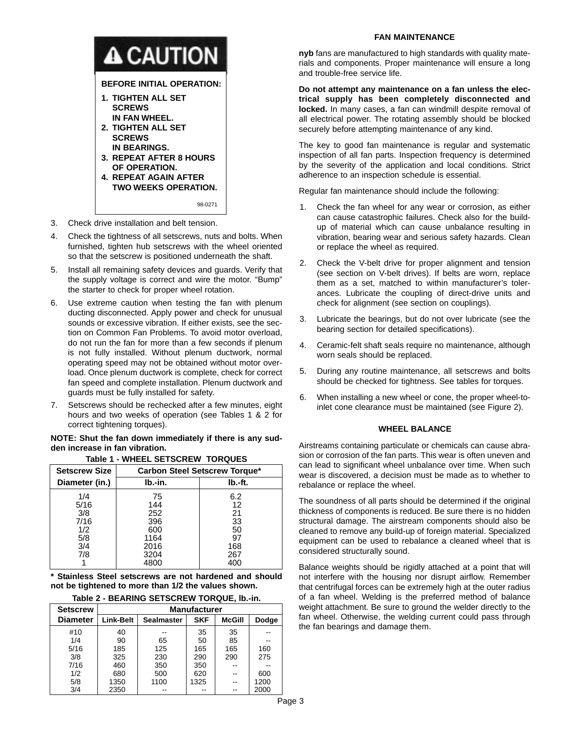## ⚠ CAUTION

**BEFORE INITIAL OPERATION:**

1. **TIGHTEN ALL SET SCREWS IN FAN WHEEL.**
2. **TIGHTEN ALL SET SCREWS IN BEARINGS.**
3. **REPEAT AFTER 8 HOURS OF OPERATION.**
4. **REPEAT AGAIN AFTER TWO WEEKS OPERATION.**

98-0271

3. Check drive installation and belt tension.
4. Check the tightness of all setscrews, nuts and bolts. When furnished, tighten hub setscrews with the wheel oriented so that the setscrew is positioned underneath the shaft.
5. Install all remaining safety devices and guards. Verify that the supply voltage is correct and wire the motor. "Bump" the starter to check for proper wheel rotation.
6. Use extreme caution when testing the fan with plenum ducting disconnected. Apply power and check for unusual sounds or excessive vibration. If either exists, see the section on Common Fan Problems. To avoid motor overload, do not run the fan for more than a few seconds if plenum is not fully installed. Without plenum ductwork, normal operating speed may not be obtained without motor overload. Once plenum ductwork is complete, check for correct fan speed and complete installation. Plenum ductwork and guards must be fully installed for safety.
7. Setscrews should be rechecked after a few minutes, eight hours and two weeks of operation (see Tables 1 & 2 for correct tightening torques).

**NOTE: Shut the fan down immediately if there is any sudden increase in fan vibration.**

**Table 1 - WHEEL SETSCREW TORQUES**

| Setscrew Size | Carbon Steel Setscrew Torque* | |
|---|---|---|
| Diameter (in.) | lb.-in. | lb.-ft. |
| 1/4 | 75 | 6.2 |
| 5/16 | 144 | 12 |
| 3/8 | 252 | 21 |
| 7/16 | 396 | 33 |
| 1/2 | 600 | 50 |
| 5/8 | 1164 | 97 |
| 3/4 | 2016 | 168 |
| 7/8 | 3204 | 267 |
| 1 | 4800 | 400 |

**\* Stainless Steel setscrews are not hardened and should not be tightened to more than 1/2 the values shown.**

**Table 2 - BEARING SETSCREW TORQUE, lb.-in.**

| Setscrew | Manufacturer | | | | |
|---|---|---|---|---|---|
| Diameter | Link-Belt | Sealmaster | SKF | McGill | Dodge |
| #10 | 40 | -- | 35 | 35 | -- |
| 1/4 | 90 | 65 | 50 | 85 | -- |
| 5/16 | 185 | 125 | 165 | 165 | 160 |
| 3/8 | 325 | 230 | 290 | 290 | 275 |
| 7/16 | 460 | 350 | 350 | -- | -- |
| 1/2 | 680 | 500 | 620 | -- | 600 |
| 5/8 | 1350 | 1100 | 1325 | -- | 1200 |
| 3/4 | 2350 | -- | -- | -- | 2000 |

### FAN MAINTENANCE

**nyb** fans are manufactured to high standards with quality materials and components. Proper maintenance will ensure a long and trouble-free service life.

**Do not attempt any maintenance on a fan unless the electrical supply has been completely disconnected and locked.** In many cases, a fan can windmill despite removal of all electrical power. The rotating assembly should be blocked securely before attempting maintenance of any kind.

The key to good fan maintenance is regular and systematic inspection of all fan parts. Inspection frequency is determined by the severity of the application and local conditions. Strict adherence to an inspection schedule is essential.

Regular fan maintenance should include the following:

1. Check the fan wheel for any wear or corrosion, as either can cause catastrophic failures. Check also for the build-up of material which can cause unbalance resulting in vibration, bearing wear and serious safety hazards. Clean or replace the wheel as required.
2. Check the V-belt drive for proper alignment and tension (see section on V-belt drives). If belts are worn, replace them as a set, matched to within manufacturer's tolerances. Lubricate the coupling of direct-drive units and check for alignment (see section on couplings).
3. Lubricate the bearings, but do not over lubricate (see the bearing section for detailed specifications).
4. Ceramic-felt shaft seals require no maintenance, although worn seals should be replaced.
5. During any routine maintenance, all setscrews and bolts should be checked for tightness. See tables for torques.
6. When installing a new wheel or cone, the proper wheel-to-inlet cone clearance must be maintained (see Figure 2).

### WHEEL BALANCE

Airstreams containing particulate or chemicals can cause abrasion or corrosion of the fan parts. This wear is often uneven and can lead to significant wheel unbalance over time. When such wear is discovered, a decision must be made as to whether to rebalance or replace the wheel.

The soundness of all parts should be determined if the original thickness of components is reduced. Be sure there is no hidden structural damage. The airstream components should also be cleaned to remove any build-up of foreign material. Specialized equipment can be used to rebalance a cleaned wheel that is considered structurally sound.

Balance weights should be rigidly attached at a point that will not interfere with the housing nor disrupt airflow. Remember that centrifugal forces can be extremely high at the outer radius of a fan wheel. Welding is the preferred method of balance weight attachment. Be sure to ground the welder directly to the fan wheel. Otherwise, the welding current could pass through the fan bearings and damage them.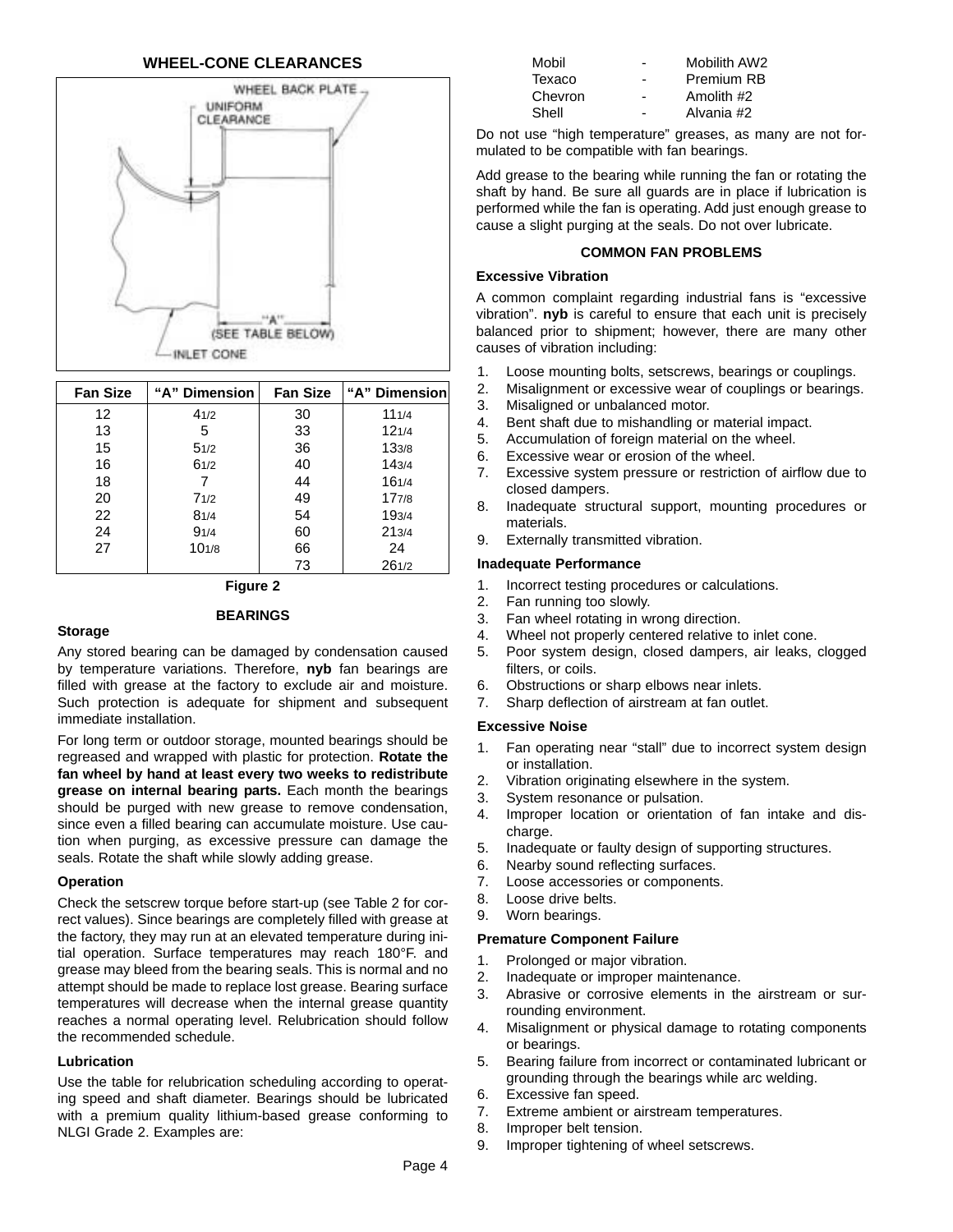## WHEEL-CONE CLEARANCES

WHEEL BACK PLATE

UNIFORM CLEARANCE

"A" (SEE TABLE BELOW)

INLET CONE

| Fan Size | "A" Dimension | Fan Size | "A" Dimension |
|---|---|---|---|
| 12 | 4 1/2 | 30 | 11 1/4 |
| 13 | 5 | 33 | 12 1/4 |
| 15 | 5 1/2 | 36 | 13 3/8 |
| 16 | 6 1/2 | 40 | 14 3/4 |
| 18 | 7 | 44 | 16 1/4 |
| 20 | 7 1/2 | 49 | 17 7/8 |
| 22 | 8 1/4 | 54 | 19 3/4 |
| 24 | 9 1/4 | 60 | 21 3/4 |
| 27 | 10 1/8 | 66 | 24 |
| | | 73 | 26 1/2 |

**Figure 2**

## BEARINGS

### Storage

Any stored bearing can be damaged by condensation caused by temperature variations. Therefore, **nyb** fan bearings are filled with grease at the factory to exclude air and moisture. Such protection is adequate for shipment and subsequent immediate installation.

For long term or outdoor storage, mounted bearings should be regreased and wrapped with plastic for protection. **Rotate the fan wheel by hand at least every two weeks to redistribute grease on internal bearing parts.** Each month the bearings should be purged with new grease to remove condensation, since even a filled bearing can accumulate moisture. Use caution when purging, as excessive pressure can damage the seals. Rotate the shaft while slowly adding grease.

### Operation

Check the setscrew torque before start-up (see Table 2 for correct values). Since bearings are completely filled with grease at the factory, they may run at an elevated temperature during initial operation. Surface temperatures may reach 180°F. and grease may bleed from the bearing seals. This is normal and no attempt should be made to replace lost grease. Bearing surface temperatures will decrease when the internal grease quantity reaches a normal operating level. Relubrication should follow the recommended schedule.

### Lubrication

Use the table for relubrication scheduling according to operating speed and shaft diameter. Bearings should be lubricated with a premium quality lithium-based grease conforming to NLGI Grade 2. Examples are:

| | | |
|---|---|---|
| Mobil | - | Mobilith AW2 |
| Texaco | - | Premium RB |
| Chevron | - | Amolith #2 |
| Shell | - | Alvania #2 |

Do not use "high temperature" greases, as many are not formulated to be compatible with fan bearings.

Add grease to the bearing while running the fan or rotating the shaft by hand. Be sure all guards are in place if lubrication is performed while the fan is operating. Add just enough grease to cause a slight purging at the seals. Do not over lubricate.

## COMMON FAN PROBLEMS

### Excessive Vibration

A common complaint regarding industrial fans is "excessive vibration". **nyb** is careful to ensure that each unit is precisely balanced prior to shipment; however, there are many other causes of vibration including:

1. Loose mounting bolts, setscrews, bearings or couplings.
2. Misalignment or excessive wear of couplings or bearings.
3. Misaligned or unbalanced motor.
4. Bent shaft due to mishandling or material impact.
5. Accumulation of foreign material on the wheel.
6. Excessive wear or erosion of the wheel.
7. Excessive system pressure or restriction of airflow due to closed dampers.
8. Inadequate structural support, mounting procedures or materials.
9. Externally transmitted vibration.

### Inadequate Performance

1. Incorrect testing procedures or calculations.
2. Fan running too slowly.
3. Fan wheel rotating in wrong direction.
4. Wheel not properly centered relative to inlet cone.
5. Poor system design, closed dampers, air leaks, clogged filters, or coils.
6. Obstructions or sharp elbows near inlets.
7. Sharp deflection of airstream at fan outlet.

### Excessive Noise

1. Fan operating near "stall" due to incorrect system design or installation.
2. Vibration originating elsewhere in the system.
3. System resonance or pulsation.
4. Improper location or orientation of fan intake and discharge.
5. Inadequate or faulty design of supporting structures.
6. Nearby sound reflecting surfaces.
7. Loose accessories or components.
8. Loose drive belts.
9. Worn bearings.

### Premature Component Failure

1. Prolonged or major vibration.
2. Inadequate or improper maintenance.
3. Abrasive or corrosive elements in the airstream or surrounding environment.
4. Misalignment or physical damage to rotating components or bearings.
5. Bearing failure from incorrect or contaminated lubricant or grounding through the bearings while arc welding.
6. Excessive fan speed.
7. Extreme ambient or airstream temperatures.
8. Improper belt tension.
9. Improper tightening of wheel setscrews.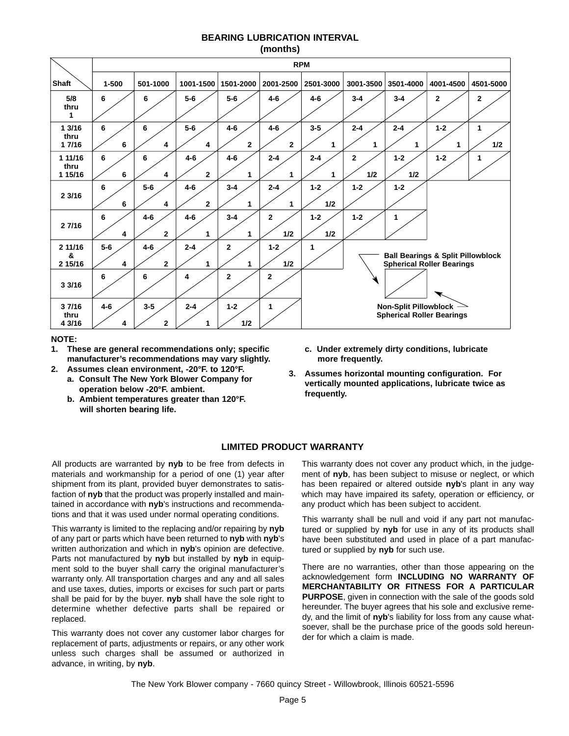## BEARING LUBRICATION INTERVAL
**(months)**

In each cell, the first value applies to Ball Bearings & Split Pillowblock Spherical Roller Bearings; the value in parentheses applies to Non-Split Pillowblock Spherical Roller Bearings.

| Shaft | RPM 1-500 | 501-1000 | 1001-1500 | 1501-2000 | 2001-2500 | 2501-3000 | 3001-3500 | 3501-4000 | 4001-4500 | 4501-5000 |
|---|---|---|---|---|---|---|---|---|---|---|
| 5/8 thru 1 | 6 | 6 | 5-6 | 5-6 | 4-6 | 4-6 | 3-4 | 3-4 | 2 | 2 |
| 1 3/16 thru 1 7/16 | 6 (6) | 6 (4) | 5-6 (4) | 4-6 (2) | 4-6 (2) | 3-5 (1) | 2-4 (1) | 2-4 (1) | 1-2 (1) | 1 (1/2) |
| 1 11/16 thru 1 15/16 | 6 (6) | 6 (4) | 4-6 (2) | 4-6 (1) | 2-4 (1) | 2-4 (1) | 2 (1/2) | 1-2 (1/2) | 1-2 | 1 |
| 2 3/16 | 6 (6) | 5-6 (4) | 4-6 (2) | 3-4 (1) | 2-4 (1) | 1-2 (1/2) | 1-2 | 1-2 | | |
| 2 7/16 | 6 (4) | 4-6 (2) | 4-6 (1) | 3-4 (1) | 2 (1/2) | 1-2 (1/2) | 1-2 | 1 | | |
| 2 11/16 & 2 15/16 | 5-6 (4) | 4-6 (2) | 2-4 (1) | 2 (1) | 1-2 (1/2) | 1 | | | | |
| 3 3/16 | 6 | 6 | 4 | 2 | 2 | | | | | |
| 3 7/16 thru 4 3/16 | 4-6 (4) | 3-5 (2) | 2-4 (1) | 1-2 (1/2) | 1 | | | | | |

Ball Bearings & Split Pillowblock Spherical Roller Bearings

Non-Split Pillowblock Spherical Roller Bearings

**NOTE:**

1. **These are general recommendations only; specific manufacturer's recommendations may vary slightly.**
2. **Assumes clean environment, -20°F. to 120°F.**
   a. **Consult The New York Blower Company for operation below -20°F. ambient.**
   b. **Ambient temperatures greater than 120°F. will shorten bearing life.**
   c. **Under extremely dirty conditions, lubricate more frequently.**
3. **Assumes horizontal mounting configuration. For vertically mounted applications, lubricate twice as frequently.**

## LIMITED PRODUCT WARRANTY

All products are warranted by **nyb** to be free from defects in materials and workmanship for a period of one (1) year after shipment from its plant, provided buyer demonstrates to satisfaction of **nyb** that the product was properly installed and maintained in accordance with **nyb**'s instructions and recommendations and that it was used under normal operating conditions.

This warranty is limited to the replacing and/or repairing by **nyb** of any part or parts which have been returned to **nyb** with **nyb**'s written authorization and which in **nyb**'s opinion are defective. Parts not manufactured by **nyb** but installed by **nyb** in equipment sold to the buyer shall carry the original manufacturer's warranty only. All transportation charges and any and all sales and use taxes, duties, imports or excises for such part or parts shall be paid for by the buyer. **nyb** shall have the sole right to determine whether defective parts shall be repaired or replaced.

This warranty does not cover any customer labor charges for replacement of parts, adjustments or repairs, or any other work unless such charges shall be assumed or authorized in advance, in writing, by **nyb**.

This warranty does not cover any product which, in the judgement of **nyb**, has been subject to misuse or neglect, or which has been repaired or altered outside **nyb**'s plant in any way which may have impaired its safety, operation or efficiency, or any product which has been subject to accident.

This warranty shall be null and void if any part not manufactured or supplied by **nyb** for use in any of its products shall have been substituted and used in place of a part manufactured or supplied by **nyb** for such use.

There are no warranties, other than those appearing on the acknowledgement form **INCLUDING NO WARRANTY OF MERCHANTABILITY OR FITNESS FOR A PARTICULAR PURPOSE**, given in connection with the sale of the goods sold hereunder. The buyer agrees that his sole and exclusive remedy, and the limit of **nyb**'s liability for loss from any cause whatsoever, shall be the purchase price of the goods sold hereunder for which a claim is made.

The New York Blower company - 7660 quincy Street - Willowbrook, Illinois 60521-5596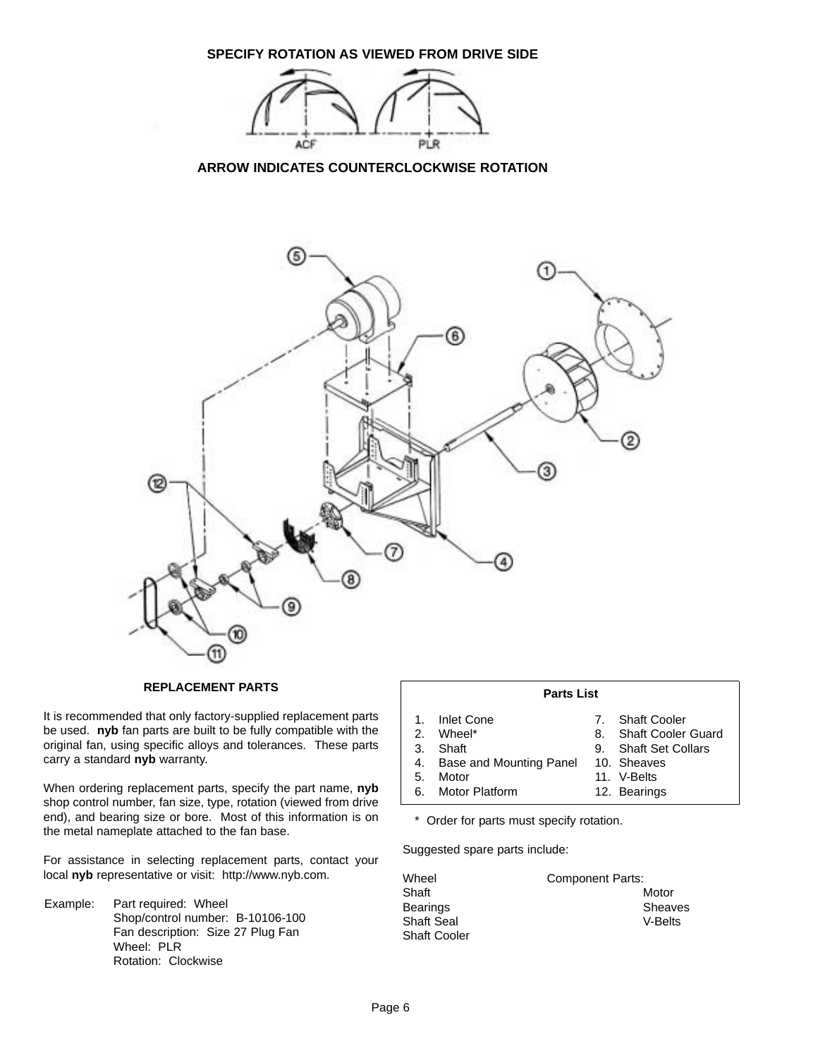**SPECIFY ROTATION AS VIEWED FROM DRIVE SIDE**

ACF

PLR

**ARROW INDICATES COUNTERCLOCKWISE ROTATION**

### REPLACEMENT PARTS

It is recommended that only factory-supplied replacement parts be used. **nyb** fan parts are built to be fully compatible with the original fan, using specific alloys and tolerances. These parts carry a standard **nyb** warranty.

When ordering replacement parts, specify the part name, **nyb** shop control number, fan size, type, rotation (viewed from drive end), and bearing size or bore. Most of this information is on the metal nameplate attached to the fan base.

For assistance in selecting replacement parts, contact your local **nyb** representative or visit: http://www.nyb.com.

Example: Part required: Wheel
Shop/control number: B-10106-100
Fan description: Size 27 Plug Fan
Wheel: PLR
Rotation: Clockwise

**Parts List**

| | |
|---|---|
| 1. Inlet Cone | 7. Shaft Cooler |
| 2. Wheel* | 8. Shaft Cooler Guard |
| 3. Shaft | 9. Shaft Set Collars |
| 4. Base and Mounting Panel | 10. Sheaves |
| 5. Motor | 11. V-Belts |
| 6. Motor Platform | 12. Bearings |

\* Order for parts must specify rotation.

Suggested spare parts include:

| | |
|---|---|
| Wheel | Component Parts: |
| Shaft | Motor |
| Bearings | Sheaves |
| Shaft Seal | V-Belts |
| Shaft Cooler | |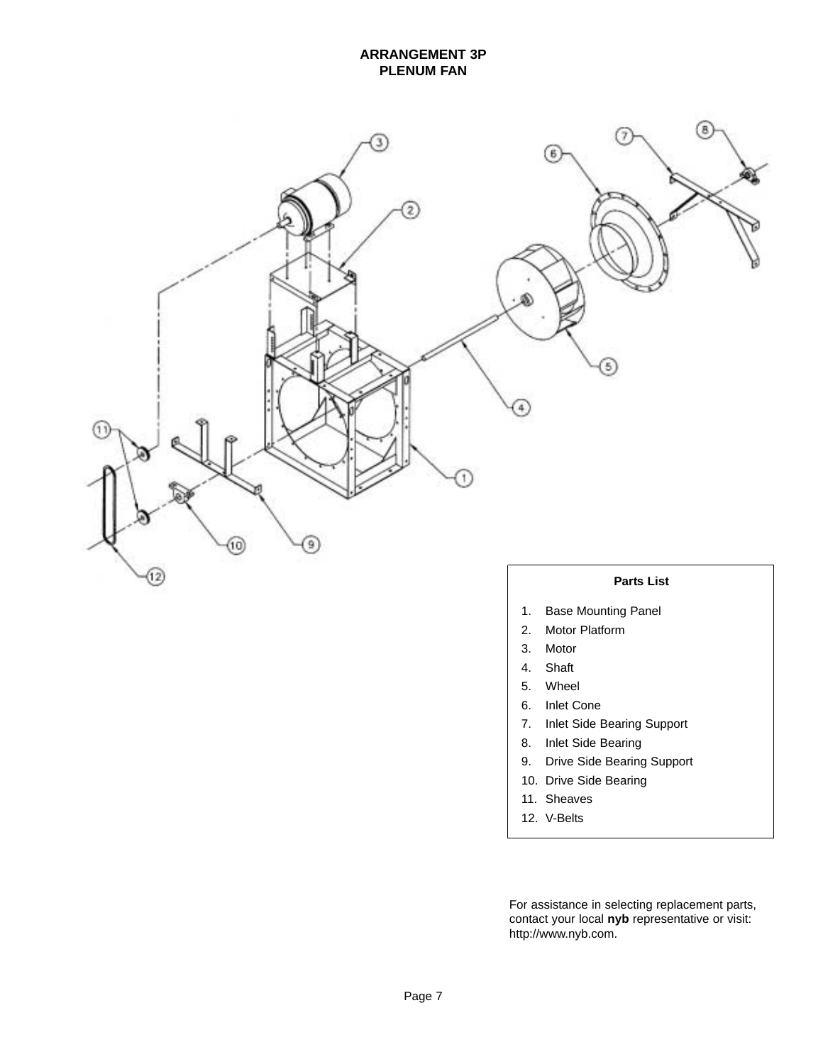# ARRANGEMENT 3P
# PLENUM FAN

3

2

6

7

8

5

4

1

11

9

10

12

**Parts List**

1. Base Mounting Panel
2. Motor Platform
3. Motor
4. Shaft
5. Wheel
6. Inlet Cone
7. Inlet Side Bearing Support
8. Inlet Side Bearing
9. Drive Side Bearing Support
10. Drive Side Bearing
11. Sheaves
12. V-Belts

For assistance in selecting replacement parts, contact your local **nyb** representative or visit: http://www.nyb.com.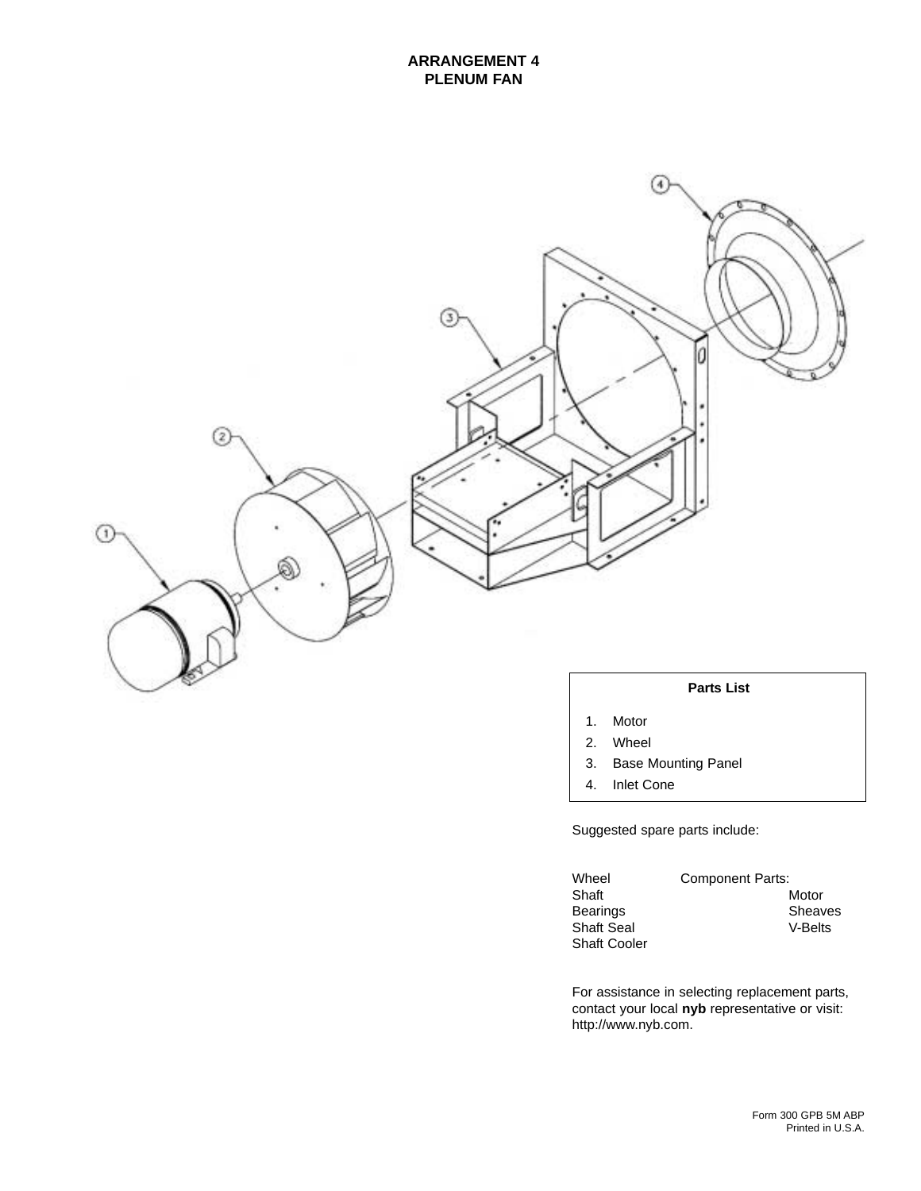# ARRANGEMENT 4
# PLENUM FAN

1
2
3
4

| Parts List |
|---|
| 1. Motor |
| 2. Wheel |
| 3. Base Mounting Panel |
| 4. Inlet Cone |

Suggested spare parts include:

| | |
|---|---|
| Wheel | Component Parts: |
| Shaft | Motor |
| Bearings | Sheaves |
| Shaft Seal | V-Belts |
| Shaft Cooler | |

For assistance in selecting replacement parts, contact your local **nyb** representative or visit: http://www.nyb.com.

Form 300 GPB 5M ABP
Printed in U.S.A.